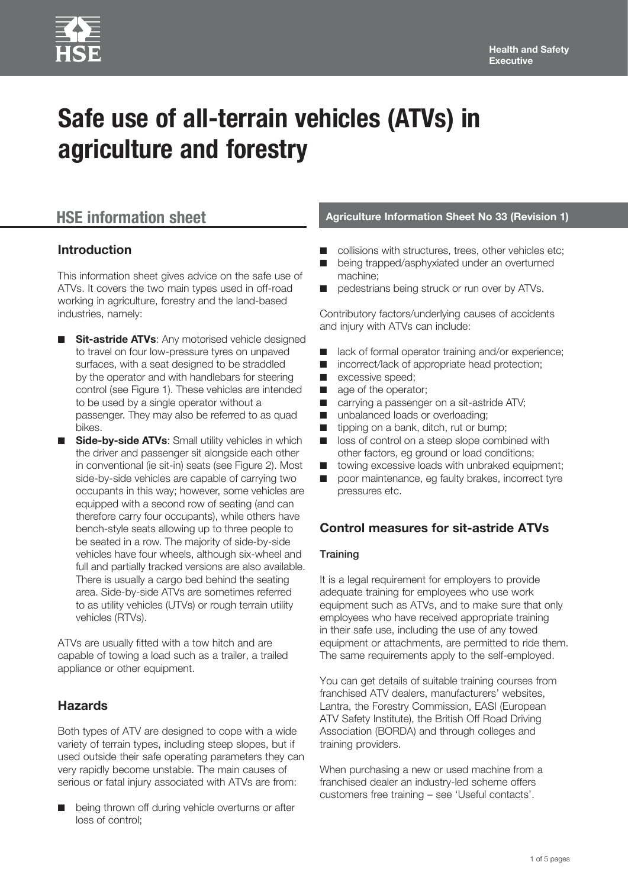# Safe use of all-terrain vehicles (ATVs) in agriculture and forestry

## HSE information sheet

**Agriculture Information Sheet No 33 (Revision 1)**

### Introduction

This information sheet gives advice on the safe use of ATVs. It covers the two main types used in off-road working in agriculture, forestry and the land-based industries, namely:

- **Sit-astride ATVs**: Any motorised vehicle designed to travel on four low-pressure tyres on unpaved surfaces, with a seat designed to be straddled by the operator and with handlebars for steering control (see Figure 1). These vehicles are intended to be used by a single operator without a passenger. They may also be referred to as quad bikes.
- **Side-by-side ATVs**: Small utility vehicles in which the driver and passenger sit alongside each other in conventional (ie sit-in) seats (see Figure 2). Most side-by-side vehicles are capable of carrying two occupants in this way; however, some vehicles are equipped with a second row of seating (and can therefore carry four occupants), while others have bench-style seats allowing up to three people to be seated in a row. The majority of side-by-side vehicles have four wheels, although six-wheel and full and partially tracked versions are also available. There is usually a cargo bed behind the seating area. Side-by-side ATVs are sometimes referred to as utility vehicles (UTVs) or rough terrain utility vehicles (RTVs).

ATVs are usually fitted with a tow hitch and are capable of towing a load such as a trailer, a trailed appliance or other equipment.

### Hazards

Both types of ATV are designed to cope with a wide variety of terrain types, including steep slopes, but if used outside their safe operating parameters they can very rapidly become unstable. The main causes of serious or fatal injury associated with ATVs are from:

- being thrown off during vehicle overturns or after loss of control;
- collisions with structures, trees, other vehicles etc;
- being trapped/asphyxiated under an overturned machine;
- pedestrians being struck or run over by ATVs.

Contributory factors/underlying causes of accidents and injury with ATVs can include:

- lack of formal operator training and/or experience;
- incorrect/lack of appropriate head protection;
- excessive speed;
- age of the operator;
- carrying a passenger on a sit-astride ATV;
- unbalanced loads or overloading;
- tipping on a bank, ditch, rut or bump;
- loss of control on a steep slope combined with other factors, eg ground or load conditions;
- towing excessive loads with unbraked equipment;
- poor maintenance, eg faulty brakes, incorrect tyre pressures etc.

### Control measures for sit-astride ATVs

#### Training

It is a legal requirement for employers to provide adequate training for employees who use work equipment such as ATVs, and to make sure that only employees who have received appropriate training in their safe use, including the use of any towed equipment or attachments, are permitted to ride them. The same requirements apply to the self-employed.

You can get details of suitable training courses from franchised ATV dealers, manufacturers' websites, Lantra, the Forestry Commission, EASI (European ATV Safety Institute), the British Off Road Driving Association (BORDA) and through colleges and training providers.

When purchasing a new or used machine from a franchised dealer an industry-led scheme offers customers free training – see 'Useful contacts'.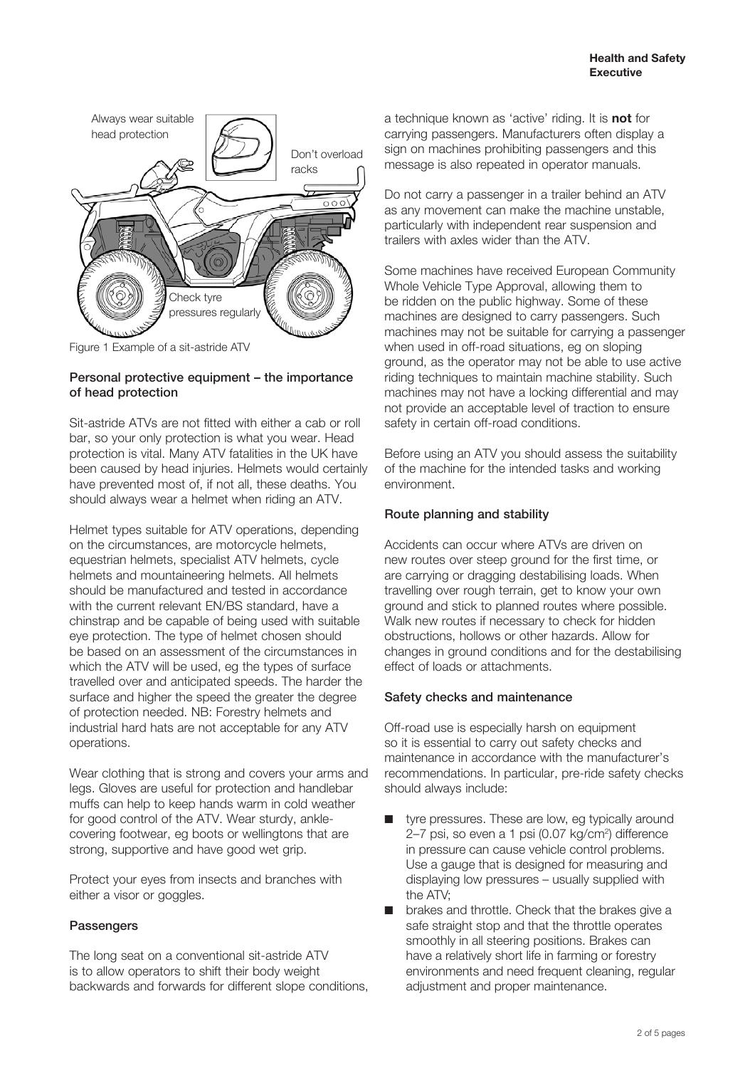Always wear suitable head protection

Don't overload racks

Check tyre pressures regularly

Figure 1 Example of a sit-astride ATV

### Personal protective equipment – the importance of head protection

Sit-astride ATVs are not fitted with either a cab or roll bar, so your only protection is what you wear. Head protection is vital. Many ATV fatalities in the UK have been caused by head injuries. Helmets would certainly have prevented most of, if not all, these deaths. You should always wear a helmet when riding an ATV.

Helmet types suitable for ATV operations, depending on the circumstances, are motorcycle helmets, equestrian helmets, specialist ATV helmets, cycle helmets and mountaineering helmets. All helmets should be manufactured and tested in accordance with the current relevant EN/BS standard, have a chinstrap and be capable of being used with suitable eye protection. The type of helmet chosen should be based on an assessment of the circumstances in which the ATV will be used, eg the types of surface travelled over and anticipated speeds. The harder the surface and higher the speed the greater the degree of protection needed. NB: Forestry helmets and industrial hard hats are not acceptable for any ATV operations.

Wear clothing that is strong and covers your arms and legs. Gloves are useful for protection and handlebar muffs can help to keep hands warm in cold weather for good control of the ATV. Wear sturdy, ankle-covering footwear, eg boots or wellingtons that are strong, supportive and have good wet grip.

Protect your eyes from insects and branches with either a visor or goggles.

### Passengers

The long seat on a conventional sit-astride ATV is to allow operators to shift their body weight backwards and forwards for different slope conditions, a technique known as 'active' riding. It is **not** for carrying passengers. Manufacturers often display a sign on machines prohibiting passengers and this message is also repeated in operator manuals.

Do not carry a passenger in a trailer behind an ATV as any movement can make the machine unstable, particularly with independent rear suspension and trailers with axles wider than the ATV.

Some machines have received European Community Whole Vehicle Type Approval, allowing them to be ridden on the public highway. Some of these machines are designed to carry passengers. Such machines may not be suitable for carrying a passenger when used in off-road situations, eg on sloping ground, as the operator may not be able to use active riding techniques to maintain machine stability. Such machines may not have a locking differential and may not provide an acceptable level of traction to ensure safety in certain off-road conditions.

Before using an ATV you should assess the suitability of the machine for the intended tasks and working environment.

### Route planning and stability

Accidents can occur where ATVs are driven on new routes over steep ground for the first time, or are carrying or dragging destabilising loads. When travelling over rough terrain, get to know your own ground and stick to planned routes where possible. Walk new routes if necessary to check for hidden obstructions, hollows or other hazards. Allow for changes in ground conditions and for the destabilising effect of loads or attachments.

### Safety checks and maintenance

Off-road use is especially harsh on equipment so it is essential to carry out safety checks and maintenance in accordance with the manufacturer's recommendations. In particular, pre-ride safety checks should always include:

- tyre pressures. These are low, eg typically around 2–7 psi, so even a 1 psi (0.07 kg/cm$^2$) difference in pressure can cause vehicle control problems. Use a gauge that is designed for measuring and displaying low pressures – usually supplied with the ATV;
- brakes and throttle. Check that the brakes give a safe straight stop and that the throttle operates smoothly in all steering positions. Brakes can have a relatively short life in farming or forestry environments and need frequent cleaning, regular adjustment and proper maintenance.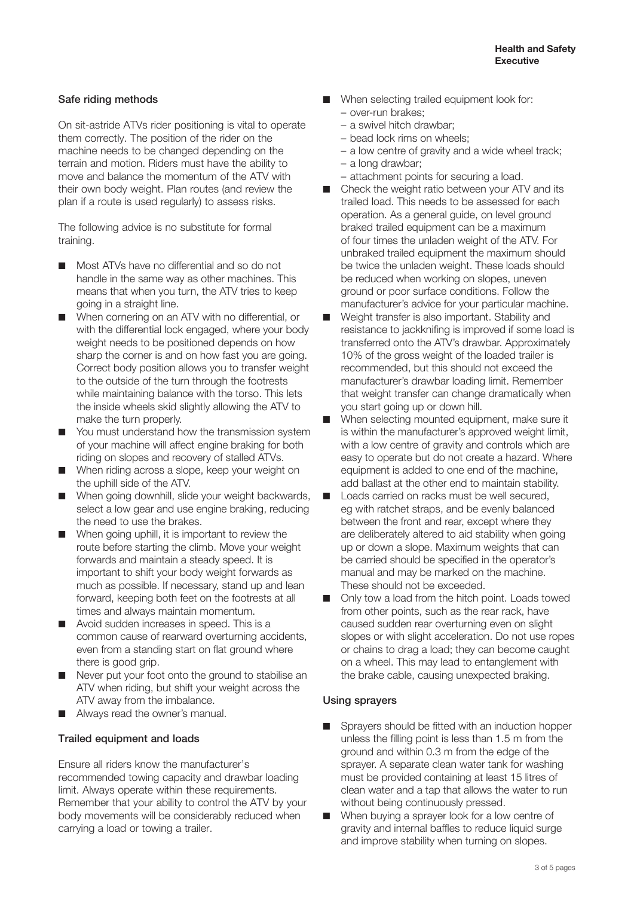### Safe riding methods

On sit-astride ATVs rider positioning is vital to operate them correctly. The position of the rider on the machine needs to be changed depending on the terrain and motion. Riders must have the ability to move and balance the momentum of the ATV with their own body weight. Plan routes (and review the plan if a route is used regularly) to assess risks.

The following advice is no substitute for formal training.

- Most ATVs have no differential and so do not handle in the same way as other machines. This means that when you turn, the ATV tries to keep going in a straight line.
- When cornering on an ATV with no differential, or with the differential lock engaged, where your body weight needs to be positioned depends on how sharp the corner is and on how fast you are going. Correct body position allows you to transfer weight to the outside of the turn through the footrests while maintaining balance with the torso. This lets the inside wheels skid slightly allowing the ATV to make the turn properly.
- You must understand how the transmission system of your machine will affect engine braking for both riding on slopes and recovery of stalled ATVs.
- When riding across a slope, keep your weight on the uphill side of the ATV.
- When going downhill, slide your weight backwards, select a low gear and use engine braking, reducing the need to use the brakes.
- When going uphill, it is important to review the route before starting the climb. Move your weight forwards and maintain a steady speed. It is important to shift your body weight forwards as much as possible. If necessary, stand up and lean forward, keeping both feet on the footrests at all times and always maintain momentum.
- Avoid sudden increases in speed. This is a common cause of rearward overturning accidents, even from a standing start on flat ground where there is good grip.
- Never put your foot onto the ground to stabilise an ATV when riding, but shift your weight across the ATV away from the imbalance.
- Always read the owner's manual.

### Trailed equipment and loads

Ensure all riders know the manufacturer's recommended towing capacity and drawbar loading limit. Always operate within these requirements. Remember that your ability to control the ATV by your body movements will be considerably reduced when carrying a load or towing a trailer.

- When selecting trailed equipment look for:
  - over-run brakes;
  - a swivel hitch drawbar;
  - bead lock rims on wheels;
  - a low centre of gravity and a wide wheel track;
  - a long drawbar;
  - attachment points for securing a load.
- Check the weight ratio between your ATV and its trailed load. This needs to be assessed for each operation. As a general guide, on level ground braked trailed equipment can be a maximum of four times the unladen weight of the ATV. For unbraked trailed equipment the maximum should be twice the unladen weight. These loads should be reduced when working on slopes, uneven ground or poor surface conditions. Follow the manufacturer's advice for your particular machine.
- Weight transfer is also important. Stability and resistance to jackknifing is improved if some load is transferred onto the ATV's drawbar. Approximately 10% of the gross weight of the loaded trailer is recommended, but this should not exceed the manufacturer's drawbar loading limit. Remember that weight transfer can change dramatically when you start going up or down hill.
- When selecting mounted equipment, make sure it is within the manufacturer's approved weight limit, with a low centre of gravity and controls which are easy to operate but do not create a hazard. Where equipment is added to one end of the machine, add ballast at the other end to maintain stability.
- Loads carried on racks must be well secured, eg with ratchet straps, and be evenly balanced between the front and rear, except where they are deliberately altered to aid stability when going up or down a slope. Maximum weights that can be carried should be specified in the operator's manual and may be marked on the machine. These should not be exceeded.
- Only tow a load from the hitch point. Loads towed from other points, such as the rear rack, have caused sudden rear overturning even on slight slopes or with slight acceleration. Do not use ropes or chains to drag a load; they can become caught on a wheel. This may lead to entanglement with the brake cable, causing unexpected braking.

### Using sprayers

- Sprayers should be fitted with an induction hopper unless the filling point is less than 1.5 m from the ground and within 0.3 m from the edge of the sprayer. A separate clean water tank for washing must be provided containing at least 15 litres of clean water and a tap that allows the water to run without being continuously pressed.
- When buying a sprayer look for a low centre of gravity and internal baffles to reduce liquid surge and improve stability when turning on slopes.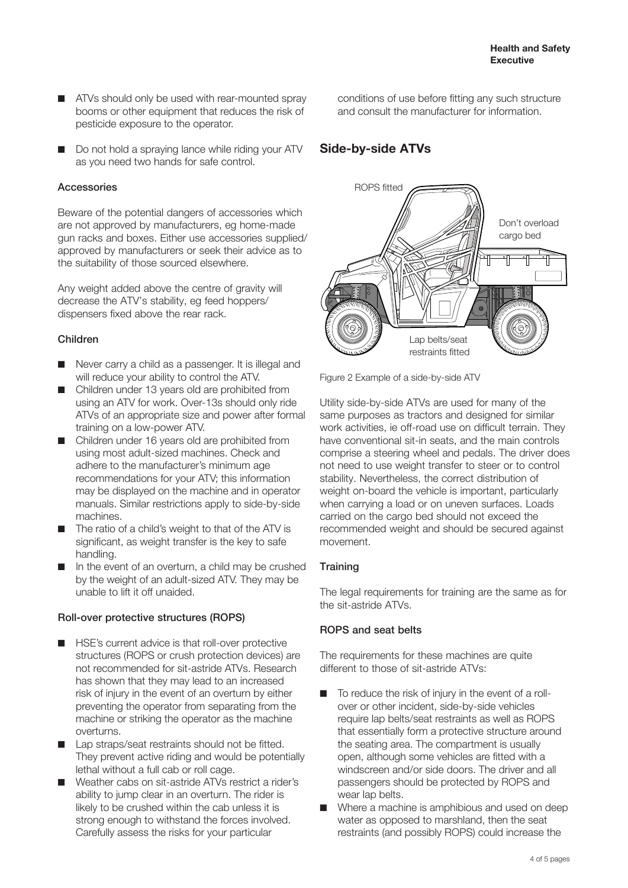- ATVs should only be used with rear-mounted spray booms or other equipment that reduces the risk of pesticide exposure to the operator.
- Do not hold a spraying lance while riding your ATV as you need two hands for safe control.

### Accessories

Beware of the potential dangers of accessories which are not approved by manufacturers, eg home-made gun racks and boxes. Either use accessories supplied/approved by manufacturers or seek their advice as to the suitability of those sourced elsewhere.

Any weight added above the centre of gravity will decrease the ATV's stability, eg feed hoppers/dispensers fixed above the rear rack.

### Children

- Never carry a child as a passenger. It is illegal and will reduce your ability to control the ATV.
- Children under 13 years old are prohibited from using an ATV for work. Over-13s should only ride ATVs of an appropriate size and power after formal training on a low-power ATV.
- Children under 16 years old are prohibited from using most adult-sized machines. Check and adhere to the manufacturer's minimum age recommendations for your ATV; this information may be displayed on the machine and in operator manuals. Similar restrictions apply to side-by-side machines.
- The ratio of a child's weight to that of the ATV is significant, as weight transfer is the key to safe handling.
- In the event of an overturn, a child may be crushed by the weight of an adult-sized ATV. They may be unable to lift it off unaided.

### Roll-over protective structures (ROPS)

- HSE's current advice is that roll-over protective structures (ROPS or crush protection devices) are not recommended for sit-astride ATVs. Research has shown that they may lead to an increased risk of injury in the event of an overturn by either preventing the operator from separating from the machine or striking the operator as the machine overturns.
- Lap straps/seat restraints should not be fitted. They prevent active riding and would be potentially lethal without a full cab or roll cage.
- Weather cabs on sit-astride ATVs restrict a rider's ability to jump clear in an overturn. The rider is likely to be crushed within the cab unless it is strong enough to withstand the forces involved. Carefully assess the risks for your particular conditions of use before fitting any such structure and consult the manufacturer for information.

## Side-by-side ATVs

ROPS fitted

Don't overload cargo bed

Lap belts/seat restraints fitted

Figure 2 Example of a side-by-side ATV

Utility side-by-side ATVs are used for many of the same purposes as tractors and designed for similar work activities, ie off-road use on difficult terrain. They have conventional sit-in seats, and the main controls comprise a steering wheel and pedals. The driver does not need to use weight transfer to steer or to control stability. Nevertheless, the correct distribution of weight on-board the vehicle is important, particularly when carrying a load or on uneven surfaces. Loads carried on the cargo bed should not exceed the recommended weight and should be secured against movement.

### Training

The legal requirements for training are the same as for the sit-astride ATVs.

### ROPS and seat belts

The requirements for these machines are quite different to those of sit-astride ATVs:

- To reduce the risk of injury in the event of a roll-over or other incident, side-by-side vehicles require lap belts/seat restraints as well as ROPS that essentially form a protective structure around the seating area. The compartment is usually open, although some vehicles are fitted with a windscreen and/or side doors. The driver and all passengers should be protected by ROPS and wear lap belts.
- Where a machine is amphibious and used on deep water as opposed to marshland, then the seat restraints (and possibly ROPS) could increase the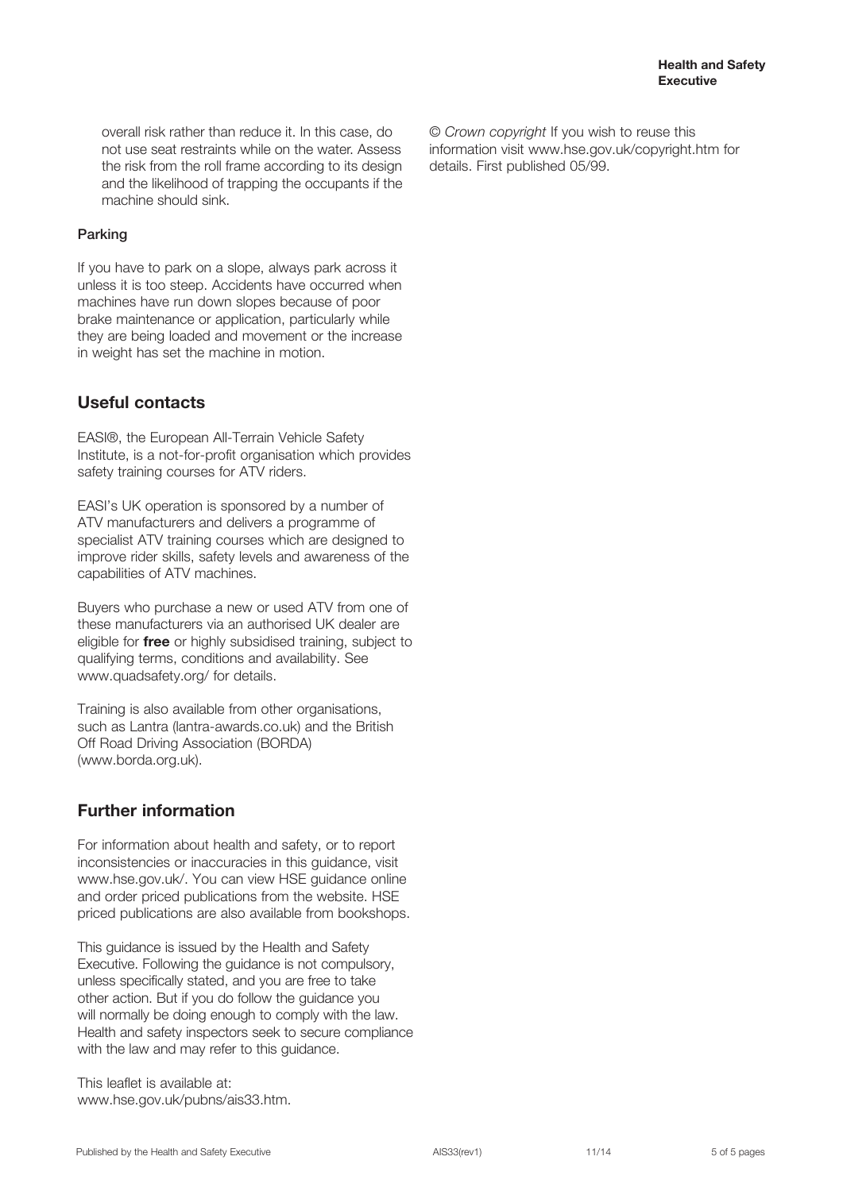overall risk rather than reduce it. In this case, do not use seat restraints while on the water. Assess the risk from the roll frame according to its design and the likelihood of trapping the occupants if the machine should sink.

**Parking**

If you have to park on a slope, always park across it unless it is too steep. Accidents have occurred when machines have run down slopes because of poor brake maintenance or application, particularly while they are being loaded and movement or the increase in weight has set the machine in motion.

## Useful contacts

EASI®, the European All-Terrain Vehicle Safety Institute, is a not-for-profit organisation which provides safety training courses for ATV riders.

EASI's UK operation is sponsored by a number of ATV manufacturers and delivers a programme of specialist ATV training courses which are designed to improve rider skills, safety levels and awareness of the capabilities of ATV machines.

Buyers who purchase a new or used ATV from one of these manufacturers via an authorised UK dealer are eligible for **free** or highly subsidised training, subject to qualifying terms, conditions and availability. See www.quadsafety.org/ for details.

Training is also available from other organisations, such as Lantra (lantra-awards.co.uk) and the British Off Road Driving Association (BORDA) (www.borda.org.uk).

## Further information

For information about health and safety, or to report inconsistencies or inaccuracies in this guidance, visit www.hse.gov.uk/. You can view HSE guidance online and order priced publications from the website. HSE priced publications are also available from bookshops.

This guidance is issued by the Health and Safety Executive. Following the guidance is not compulsory, unless specifically stated, and you are free to take other action. But if you do follow the guidance you will normally be doing enough to comply with the law. Health and safety inspectors seek to secure compliance with the law and may refer to this guidance.

This leaflet is available at: www.hse.gov.uk/pubns/ais33.htm.

© *Crown copyright* If you wish to reuse this information visit www.hse.gov.uk/copyright.htm for details. First published 05/99.

Published by the Health and Safety Executive AIS33(rev1) 11/14